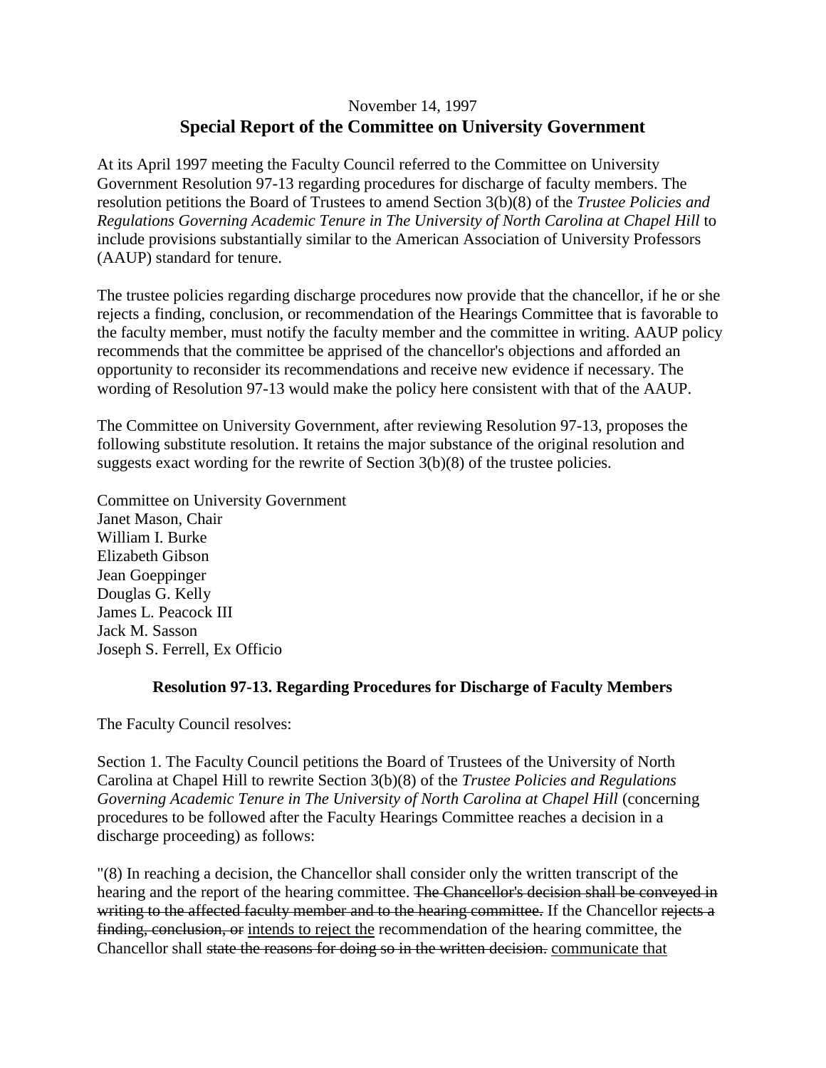November 14, 1997

## Special Report of the Committee on University Government

At its April 1997 meeting the Faculty Council referred to the Committee on University Government Resolution 97-13 regarding procedures for discharge of faculty members. The resolution petitions the Board of Trustees to amend Section 3(b)(8) of the *Trustee Policies and Regulations Governing Academic Tenure in The University of North Carolina at Chapel Hill* to include provisions substantially similar to the American Association of University Professors (AAUP) standard for tenure.

The trustee policies regarding discharge procedures now provide that the chancellor, if he or she rejects a finding, conclusion, or recommendation of the Hearings Committee that is favorable to the faculty member, must notify the faculty member and the committee in writing. AAUP policy recommends that the committee be apprised of the chancellor's objections and afforded an opportunity to reconsider its recommendations and receive new evidence if necessary. The wording of Resolution 97-13 would make the policy here consistent with that of the AAUP.

The Committee on University Government, after reviewing Resolution 97-13, proposes the following substitute resolution. It retains the major substance of the original resolution and suggests exact wording for the rewrite of Section 3(b)(8) of the trustee policies.

Committee on University Government
Janet Mason, Chair
William I. Burke
Elizabeth Gibson
Jean Goeppinger
Douglas G. Kelly
James L. Peacock III
Jack M. Sasson
Joseph S. Ferrell, Ex Officio

### Resolution 97-13. Regarding Procedures for Discharge of Faculty Members

The Faculty Council resolves:

Section 1. The Faculty Council petitions the Board of Trustees of the University of North Carolina at Chapel Hill to rewrite Section 3(b)(8) of the *Trustee Policies and Regulations Governing Academic Tenure in The University of North Carolina at Chapel Hill* (concerning procedures to be followed after the Faculty Hearings Committee reaches a decision in a discharge proceeding) as follows:

"(8) In reaching a decision, the Chancellor shall consider only the written transcript of the hearing and the report of the hearing committee. ~~The Chancellor's decision shall be conveyed in writing to the affected faculty member and to the hearing committee.~~ If the Chancellor ~~rejects a finding, conclusion, or~~ <u>intends to reject the</u> recommendation of the hearing committee, the Chancellor shall ~~state the reasons for doing so in the written decision.~~ <u>communicate that</u>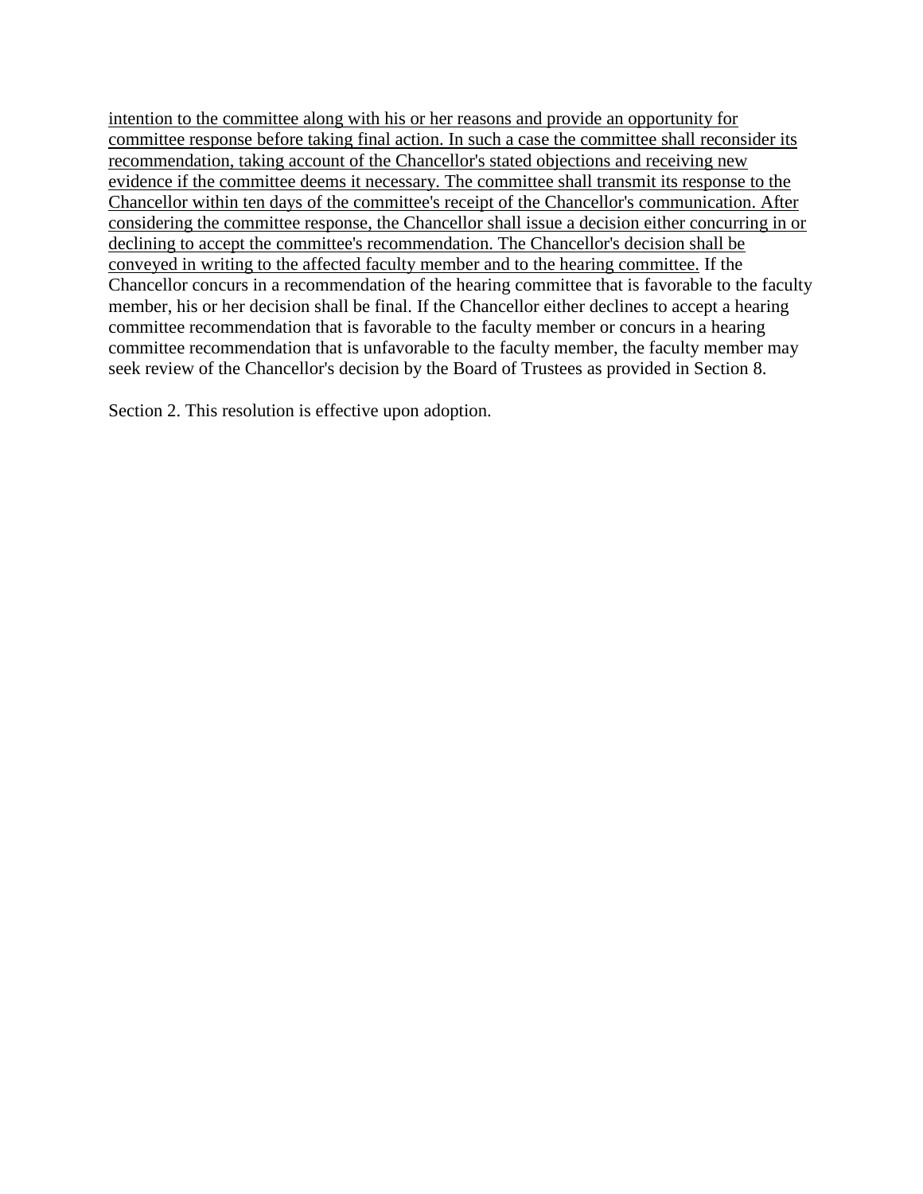<u>intention to the committee along with his or her reasons and provide an opportunity for committee response before taking final action. In such a case the committee shall reconsider its recommendation, taking account of the Chancellor's stated objections and receiving new evidence if the committee deems it necessary. The committee shall transmit its response to the Chancellor within ten days of the committee's receipt of the Chancellor's communication. After considering the committee response, the Chancellor shall issue a decision either concurring in or declining to accept the committee's recommendation. The Chancellor's decision shall be conveyed in writing to the affected faculty member and to the hearing committee.</u> If the Chancellor concurs in a recommendation of the hearing committee that is favorable to the faculty member, his or her decision shall be final. If the Chancellor either declines to accept a hearing committee recommendation that is favorable to the faculty member or concurs in a hearing committee recommendation that is unfavorable to the faculty member, the faculty member may seek review of the Chancellor's decision by the Board of Trustees as provided in Section 8.

Section 2. This resolution is effective upon adoption.